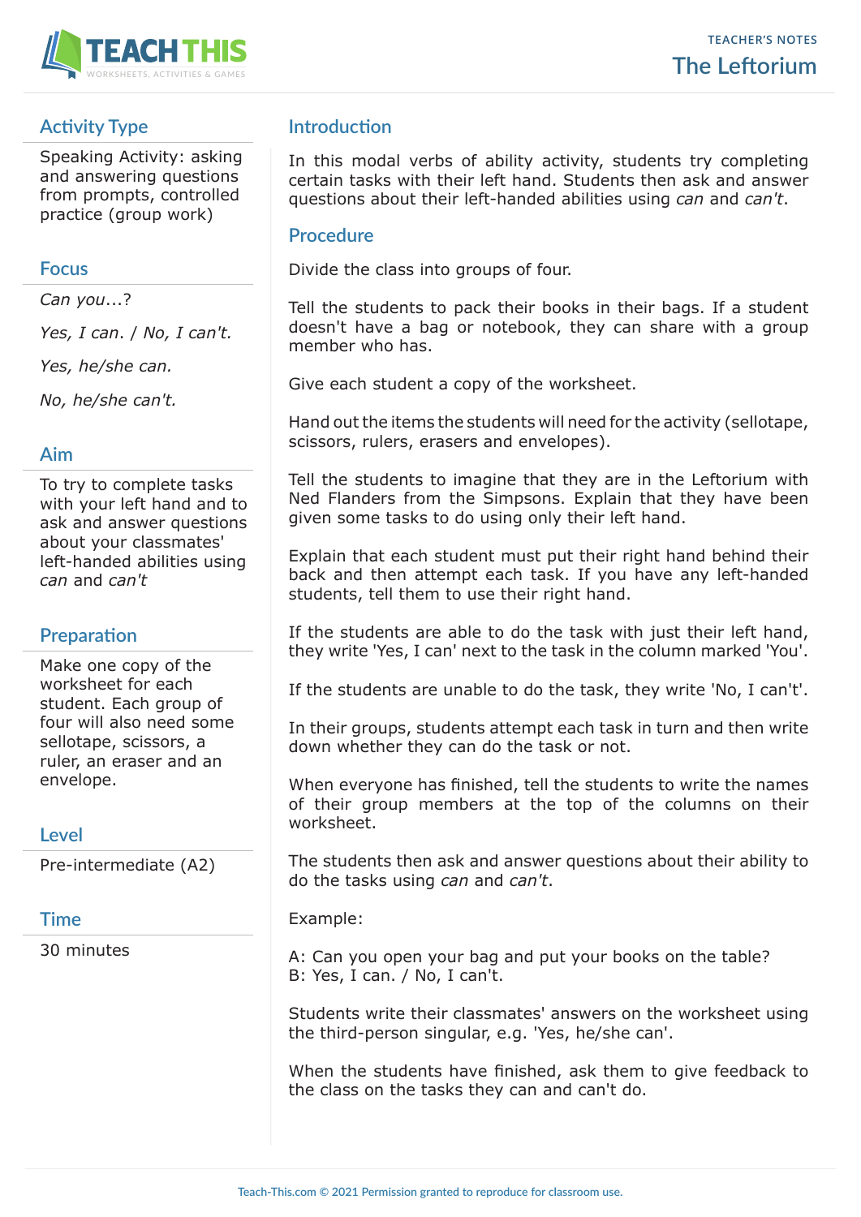TEACHER'S NOTES

# The Leftorium

## Activity Type

Speaking Activity: asking and answering questions from prompts, controlled practice (group work)

## Focus

*Can you*...?

*Yes, I can*. / *No, I can't.*

*Yes, he/she can.*

*No, he/she can't.*

## Aim

To try to complete tasks with your left hand and to ask and answer questions about your classmates' left-handed abilities using *can* and *can't*

## Preparation

Make one copy of the worksheet for each student. Each group of four will also need some sellotape, scissors, a ruler, an eraser and an envelope.

## Level

Pre-intermediate (A2)

## Time

30 minutes

## Introduction

In this modal verbs of ability activity, students try completing certain tasks with their left hand. Students then ask and answer questions about their left-handed abilities using *can* and *can't*.

## Procedure

Divide the class into groups of four.

Tell the students to pack their books in their bags. If a student doesn't have a bag or notebook, they can share with a group member who has.

Give each student a copy of the worksheet.

Hand out the items the students will need for the activity (sellotape, scissors, rulers, erasers and envelopes).

Tell the students to imagine that they are in the Leftorium with Ned Flanders from the Simpsons. Explain that they have been given some tasks to do using only their left hand.

Explain that each student must put their right hand behind their back and then attempt each task. If you have any left-handed students, tell them to use their right hand.

If the students are able to do the task with just their left hand, they write 'Yes, I can' next to the task in the column marked 'You'.

If the students are unable to do the task, they write 'No, I can't'.

In their groups, students attempt each task in turn and then write down whether they can do the task or not.

When everyone has finished, tell the students to write the names of their group members at the top of the columns on their worksheet.

The students then ask and answer questions about their ability to do the tasks using *can* and *can't*.

Example:

A: Can you open your bag and put your books on the table?
B: Yes, I can. / No, I can't.

Students write their classmates' answers on the worksheet using the third-person singular, e.g. 'Yes, he/she can'.

When the students have finished, ask them to give feedback to the class on the tasks they can and can't do.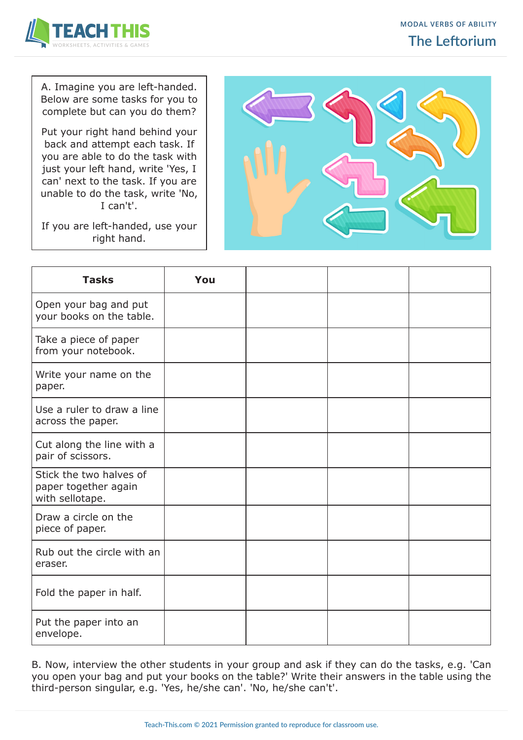MODAL VERBS OF ABILITY

# The Leftorium

A. Imagine you are left-handed. Below are some tasks for you to complete but can you do them?

Put your right hand behind your back and attempt each task. If you are able to do the task with just your left hand, write 'Yes, I can' next to the task. If you are unable to do the task, write 'No, I can't'.

If you are left-handed, use your right hand.

| Tasks | You | | | |
|---|---|---|---|---|
| Open your bag and put your books on the table. | | | | |
| Take a piece of paper from your notebook. | | | | |
| Write your name on the paper. | | | | |
| Use a ruler to draw a line across the paper. | | | | |
| Cut along the line with a pair of scissors. | | | | |
| Stick the two halves of paper together again with sellotape. | | | | |
| Draw a circle on the piece of paper. | | | | |
| Rub out the circle with an eraser. | | | | |
| Fold the paper in half. | | | | |
| Put the paper into an envelope. | | | | |

B. Now, interview the other students in your group and ask if they can do the tasks, e.g. 'Can you open your bag and put your books on the table?' Write their answers in the table using the third-person singular, e.g. 'Yes, he/she can'. 'No, he/she can't'.